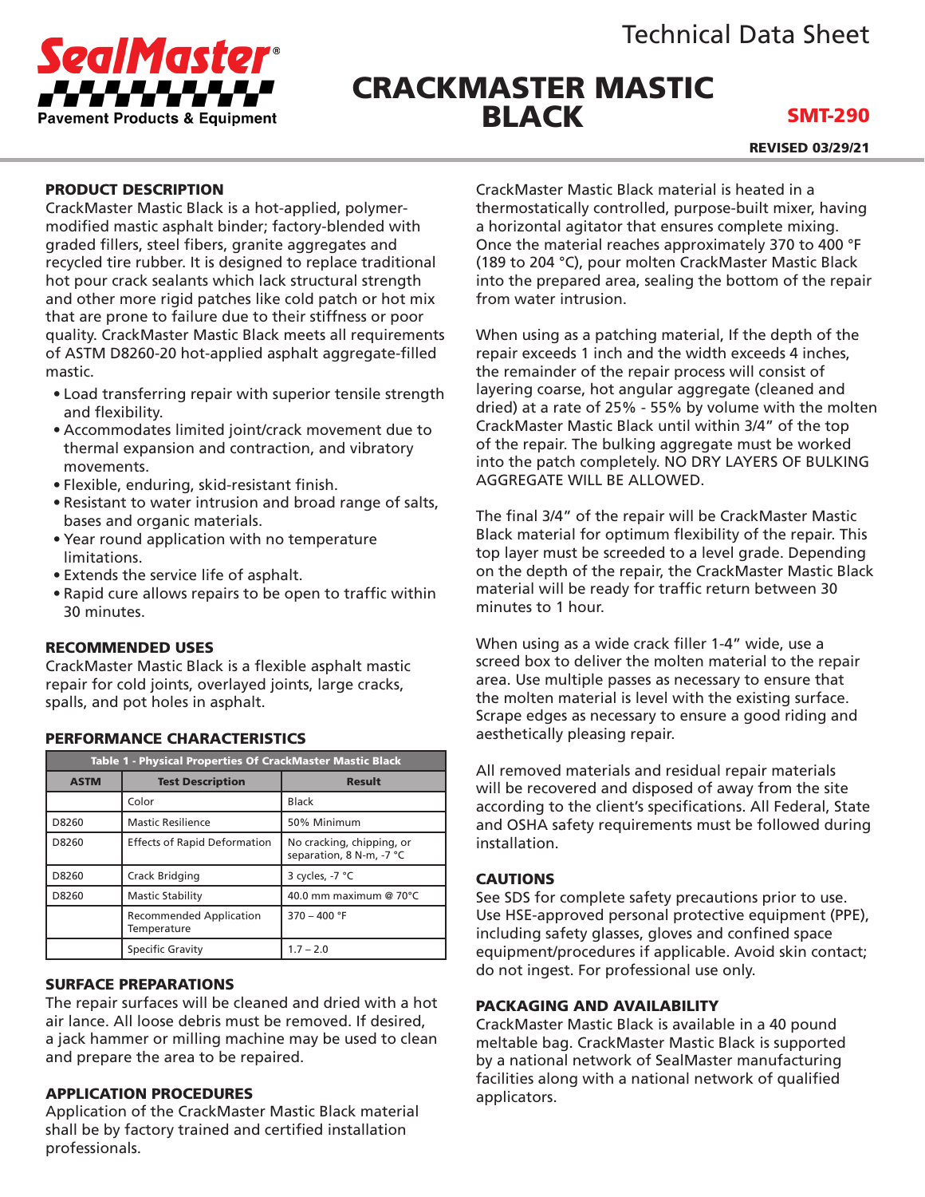Technical Data Sheet

# CRACKMASTER MASTIC BLACK

**SMT-290**

**REVISED 03/29/21**

## PRODUCT DESCRIPTION

CrackMaster Mastic Black is a hot-applied, polymer-modified mastic asphalt binder; factory-blended with graded fillers, steel fibers, granite aggregates and recycled tire rubber. It is designed to replace traditional hot pour crack sealants which lack structural strength and other more rigid patches like cold patch or hot mix that are prone to failure due to their stiffness or poor quality. CrackMaster Mastic Black meets all requirements of ASTM D8260-20 hot-applied asphalt aggregate-filled mastic.

- Load transferring repair with superior tensile strength and flexibility.
- Accommodates limited joint/crack movement due to thermal expansion and contraction, and vibratory movements.
- Flexible, enduring, skid-resistant finish.
- Resistant to water intrusion and broad range of salts, bases and organic materials.
- Year round application with no temperature limitations.
- Extends the service life of asphalt.
- Rapid cure allows repairs to be open to traffic within 30 minutes.

## RECOMMENDED USES

CrackMaster Mastic Black is a flexible asphalt mastic repair for cold joints, overlayed joints, large cracks, spalls, and pot holes in asphalt.

## PERFORMANCE CHARACTERISTICS

| Table 1 - Physical Properties Of CrackMaster Mastic Black | | |
|---|---|---|
| **ASTM** | **Test Description** | **Result** |
| | Color | Black |
| D8260 | Mastic Resilience | 50% Minimum |
| D8260 | Effects of Rapid Deformation | No cracking, chipping, or separation, 8 N-m, -7 °C |
| D8260 | Crack Bridging | 3 cycles, -7 °C |
| D8260 | Mastic Stability | 40.0 mm maximum @ 70°C |
| | Recommended Application Temperature | 370 – 400 °F |
| | Specific Gravity | 1.7 – 2.0 |

## SURFACE PREPARATIONS

The repair surfaces will be cleaned and dried with a hot air lance. All loose debris must be removed. If desired, a jack hammer or milling machine may be used to clean and prepare the area to be repaired.

## APPLICATION PROCEDURES

Application of the CrackMaster Mastic Black material shall be by factory trained and certified installation professionals.

CrackMaster Mastic Black material is heated in a thermostatically controlled, purpose-built mixer, having a horizontal agitator that ensures complete mixing. Once the material reaches approximately 370 to 400 °F (189 to 204 °C), pour molten CrackMaster Mastic Black into the prepared area, sealing the bottom of the repair from water intrusion.

When using as a patching material, If the depth of the repair exceeds 1 inch and the width exceeds 4 inches, the remainder of the repair process will consist of layering coarse, hot angular aggregate (cleaned and dried) at a rate of 25% - 55% by volume with the molten CrackMaster Mastic Black until within 3/4" of the top of the repair. The bulking aggregate must be worked into the patch completely. NO DRY LAYERS OF BULKING AGGREGATE WILL BE ALLOWED.

The final 3/4" of the repair will be CrackMaster Mastic Black material for optimum flexibility of the repair. This top layer must be screeded to a level grade. Depending on the depth of the repair, the CrackMaster Mastic Black material will be ready for traffic return between 30 minutes to 1 hour.

When using as a wide crack filler 1-4" wide, use a screed box to deliver the molten material to the repair area. Use multiple passes as necessary to ensure that the molten material is level with the existing surface. Scrape edges as necessary to ensure a good riding and aesthetically pleasing repair.

All removed materials and residual repair materials will be recovered and disposed of away from the site according to the client's specifications. All Federal, State and OSHA safety requirements must be followed during installation.

## CAUTIONS

See SDS for complete safety precautions prior to use. Use HSE-approved personal protective equipment (PPE), including safety glasses, gloves and confined space equipment/procedures if applicable. Avoid skin contact; do not ingest. For professional use only.

## PACKAGING AND AVAILABILITY

CrackMaster Mastic Black is available in a 40 pound meltable bag. CrackMaster Mastic Black is supported by a national network of SealMaster manufacturing facilities along with a national network of qualified applicators.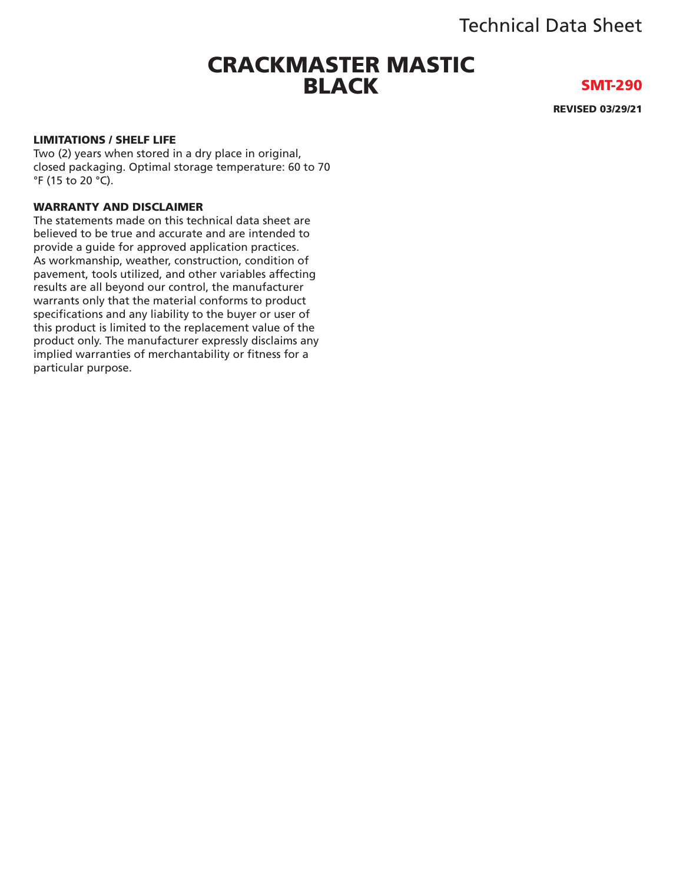# CRACKMASTER MASTIC BLACK

**SMT-290**

**REVISED 03/29/21**

### LIMITATIONS / SHELF LIFE

Two (2) years when stored in a dry place in original, closed packaging. Optimal storage temperature: 60 to 70 °F (15 to 20 °C).

### WARRANTY AND DISCLAIMER

The statements made on this technical data sheet are believed to be true and accurate and are intended to provide a guide for approved application practices. As workmanship, weather, construction, condition of pavement, tools utilized, and other variables affecting results are all beyond our control, the manufacturer warrants only that the material conforms to product specifications and any liability to the buyer or user of this product is limited to the replacement value of the product only. The manufacturer expressly disclaims any implied warranties of merchantability or fitness for a particular purpose.